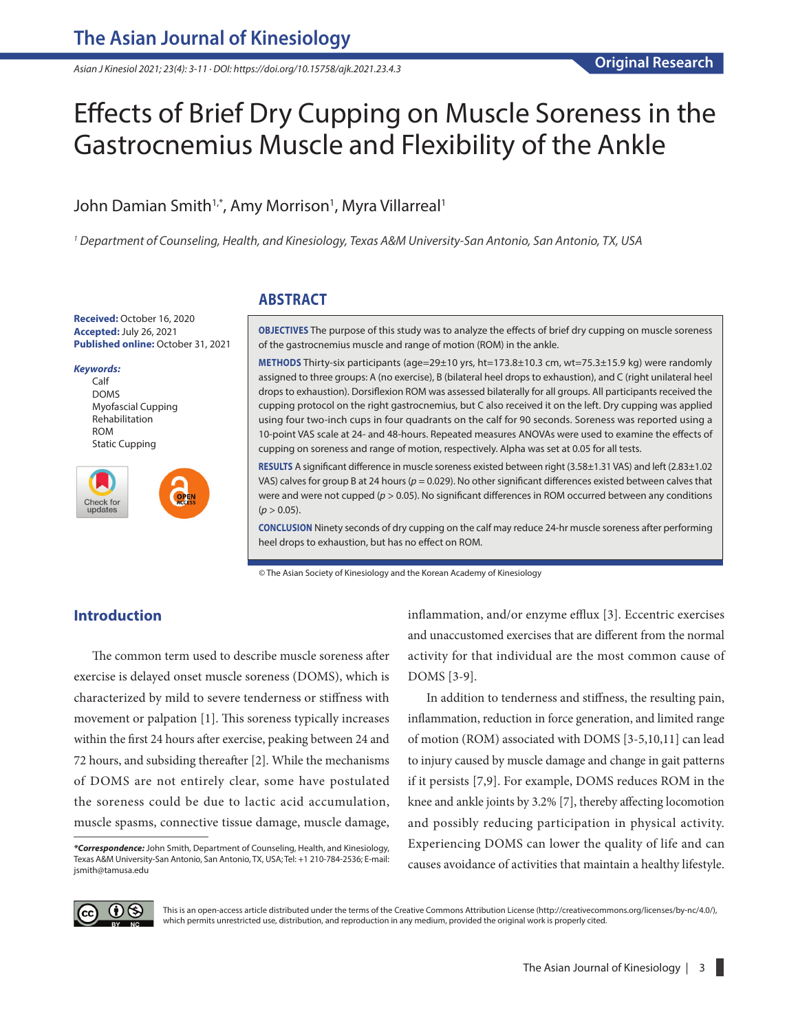Original Research

# Effects of Brief Dry Cupping on Muscle Soreness in the Gastrocnemius Muscle and Flexibility of the Ankle

John Damian Smith[1,*], Amy Morrison[1], Myra Villarreal[1]

[1] *Department of Counseling, Health, and Kinesiology, Texas A&M University-San Antonio, San Antonio, TX, USA*

**Received:** October 16, 2020
**Accepted:** July 26, 2021
**Published online:** October 31, 2021

***Keywords:***
Calf
DOMS
Myofascial Cupping
Rehabilitation
ROM
Static Cupping

## ABSTRACT

**OBJECTIVES** The purpose of this study was to analyze the effects of brief dry cupping on muscle soreness of the gastrocnemius muscle and range of motion (ROM) in the ankle.

**METHODS** Thirty-six participants (age=29±10 yrs, ht=173.8±10.3 cm, wt=75.3±15.9 kg) were randomly assigned to three groups: A (no exercise), B (bilateral heel drops to exhaustion), and C (right unilateral heel drops to exhaustion). Dorsiflexion ROM was assessed bilaterally for all groups. All participants received the cupping protocol on the right gastrocnemius, but C also received it on the left. Dry cupping was applied using four two-inch cups in four quadrants on the calf for 90 seconds. Soreness was reported using a 10-point VAS scale at 24- and 48-hours. Repeated measures ANOVAs were used to examine the effects of cupping on soreness and range of motion, respectively. Alpha was set at 0.05 for all tests.

**RESULTS** A significant difference in muscle soreness existed between right (3.58±1.31 VAS) and left (2.83±1.02 VAS) calves for group B at 24 hours ($p = 0.029$). No other significant differences existed between calves that were and were not cupped ($p > 0.05$). No significant differences in ROM occurred between any conditions ($p > 0.05$).

**CONCLUSION** Ninety seconds of dry cupping on the calf may reduce 24-hr muscle soreness after performing heel drops to exhaustion, but has no effect on ROM.

© The Asian Society of Kinesiology and the Korean Academy of Kinesiology

## Introduction

The common term used to describe muscle soreness after exercise is delayed onset muscle soreness (DOMS), which is characterized by mild to severe tenderness or stiffness with movement or palpation [1]. This soreness typically increases within the first 24 hours after exercise, peaking between 24 and 72 hours, and subsiding thereafter [2]. While the mechanisms of DOMS are not entirely clear, some have postulated the soreness could be due to lactic acid accumulation, muscle spasms, connective tissue damage, muscle damage, inflammation, and/or enzyme efflux [3]. Eccentric exercises and unaccustomed exercises that are different from the normal activity for that individual are the most common cause of DOMS [3-9].

In addition to tenderness and stiffness, the resulting pain, inflammation, reduction in force generation, and limited range of motion (ROM) associated with DOMS [3-5,10,11] can lead to injury caused by muscle damage and change in gait patterns if it persists [7,9]. For example, DOMS reduces ROM in the knee and ankle joints by 3.2% [7], thereby affecting locomotion and possibly reducing participation in physical activity. Experiencing DOMS can lower the quality of life and can causes avoidance of activities that maintain a healthy lifestyle.

***Correspondence:** John Smith, Department of Counseling, Health, and Kinesiology, Texas A&M University-San Antonio, San Antonio, TX, USA; Tel: +1 210-784-2536; E-mail: jsmith@tamusa.edu

This is an open-access article distributed under the terms of the Creative Commons Attribution License (http://creativecommons.org/licenses/by-nc/4.0/), which permits unrestricted use, distribution, and reproduction in any medium, provided the original work is properly cited.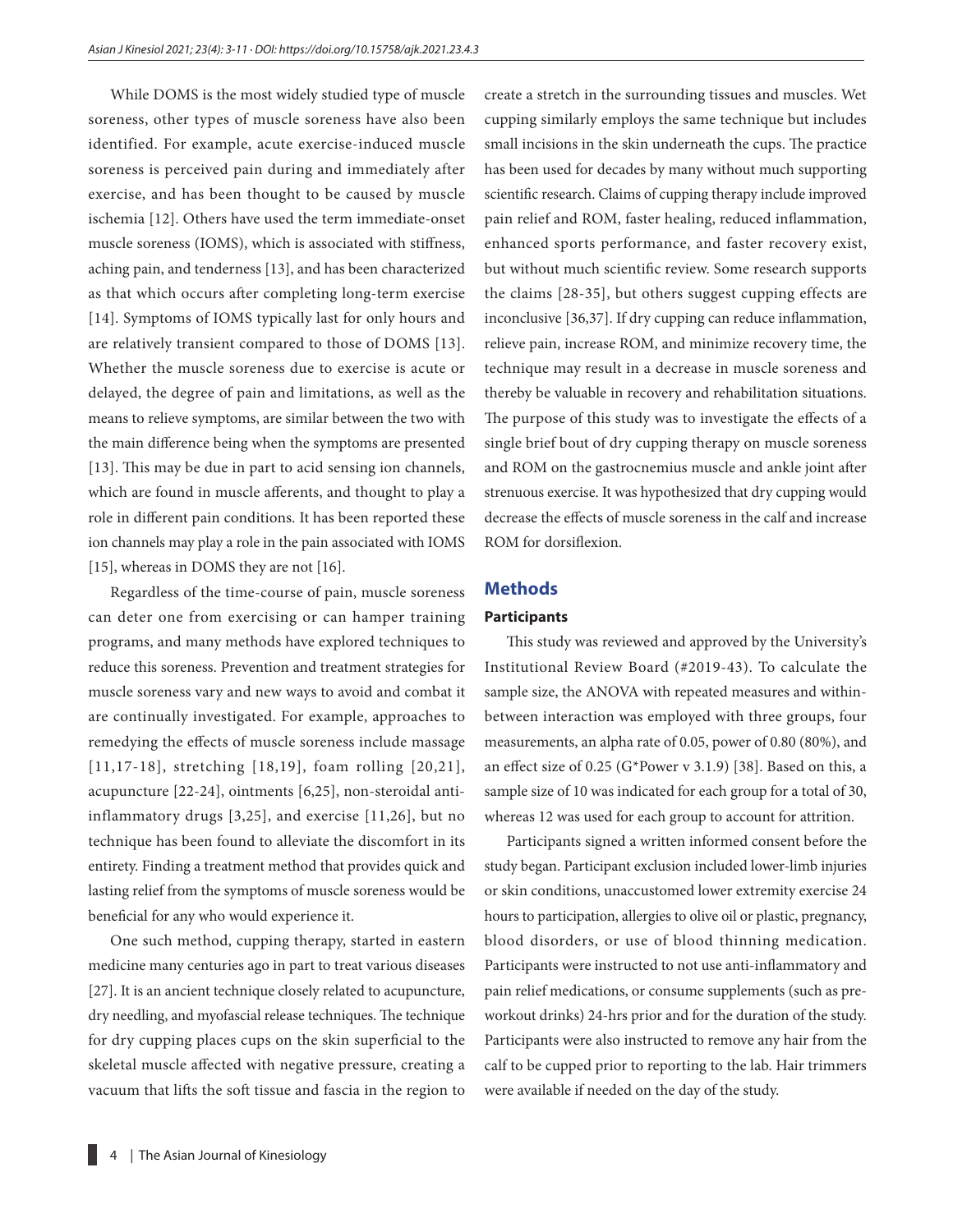While DOMS is the most widely studied type of muscle soreness, other types of muscle soreness have also been identified. For example, acute exercise-induced muscle soreness is perceived pain during and immediately after exercise, and has been thought to be caused by muscle ischemia [12]. Others have used the term immediate-onset muscle soreness (IOMS), which is associated with stiffness, aching pain, and tenderness [13], and has been characterized as that which occurs after completing long-term exercise [14]. Symptoms of IOMS typically last for only hours and are relatively transient compared to those of DOMS [13]. Whether the muscle soreness due to exercise is acute or delayed, the degree of pain and limitations, as well as the means to relieve symptoms, are similar between the two with the main difference being when the symptoms are presented [13]. This may be due in part to acid sensing ion channels, which are found in muscle afferents, and thought to play a role in different pain conditions. It has been reported these ion channels may play a role in the pain associated with IOMS [15], whereas in DOMS they are not [16].

Regardless of the time-course of pain, muscle soreness can deter one from exercising or can hamper training programs, and many methods have explored techniques to reduce this soreness. Prevention and treatment strategies for muscle soreness vary and new ways to avoid and combat it are continually investigated. For example, approaches to remedying the effects of muscle soreness include massage [11,17-18], stretching [18,19], foam rolling [20,21], acupuncture [22-24], ointments [6,25], non-steroidal anti-inflammatory drugs [3,25], and exercise [11,26], but no technique has been found to alleviate the discomfort in its entirety. Finding a treatment method that provides quick and lasting relief from the symptoms of muscle soreness would be beneficial for any who would experience it.

One such method, cupping therapy, started in eastern medicine many centuries ago in part to treat various diseases [27]. It is an ancient technique closely related to acupuncture, dry needling, and myofascial release techniques. The technique for dry cupping places cups on the skin superficial to the skeletal muscle affected with negative pressure, creating a vacuum that lifts the soft tissue and fascia in the region to create a stretch in the surrounding tissues and muscles. Wet cupping similarly employs the same technique but includes small incisions in the skin underneath the cups. The practice has been used for decades by many without much supporting scientific research. Claims of cupping therapy include improved pain relief and ROM, faster healing, reduced inflammation, enhanced sports performance, and faster recovery exist, but without much scientific review. Some research supports the claims [28-35], but others suggest cupping effects are inconclusive [36,37]. If dry cupping can reduce inflammation, relieve pain, increase ROM, and minimize recovery time, the technique may result in a decrease in muscle soreness and thereby be valuable in recovery and rehabilitation situations. The purpose of this study was to investigate the effects of a single brief bout of dry cupping therapy on muscle soreness and ROM on the gastrocnemius muscle and ankle joint after strenuous exercise. It was hypothesized that dry cupping would decrease the effects of muscle soreness in the calf and increase ROM for dorsiflexion.

## Methods

### Participants

This study was reviewed and approved by the University's Institutional Review Board (#2019-43). To calculate the sample size, the ANOVA with repeated measures and within-between interaction was employed with three groups, four measurements, an alpha rate of 0.05, power of 0.80 (80%), and an effect size of 0.25 (G*Power v 3.1.9) [38]. Based on this, a sample size of 10 was indicated for each group for a total of 30, whereas 12 was used for each group to account for attrition.

Participants signed a written informed consent before the study began. Participant exclusion included lower-limb injuries or skin conditions, unaccustomed lower extremity exercise 24 hours to participation, allergies to olive oil or plastic, pregnancy, blood disorders, or use of blood thinning medication. Participants were instructed to not use anti-inflammatory and pain relief medications, or consume supplements (such as pre-workout drinks) 24-hrs prior and for the duration of the study. Participants were also instructed to remove any hair from the calf to be cupped prior to reporting to the lab. Hair trimmers were available if needed on the day of the study.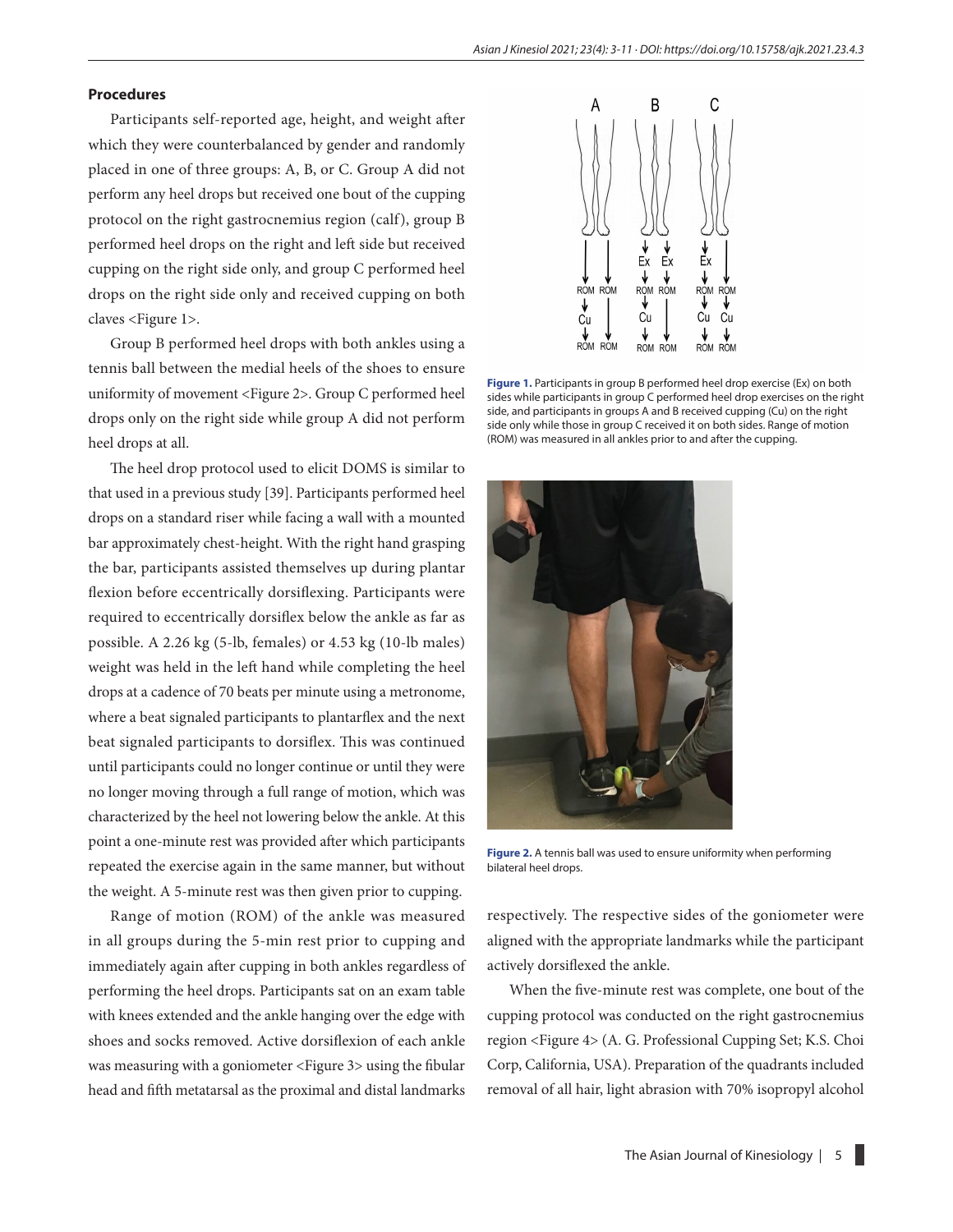### Procedures

Participants self-reported age, height, and weight after which they were counterbalanced by gender and randomly placed in one of three groups: A, B, or C. Group A did not perform any heel drops but received one bout of the cupping protocol on the right gastrocnemius region (calf), group B performed heel drops on the right and left side but received cupping on the right side only, and group C performed heel drops on the right side only and received cupping on both claves <Figure 1>.

Group B performed heel drops with both ankles using a tennis ball between the medial heels of the shoes to ensure uniformity of movement <Figure 2>. Group C performed heel drops only on the right side while group A did not perform heel drops at all.

The heel drop protocol used to elicit DOMS is similar to that used in a previous study [39]. Participants performed heel drops on a standard riser while facing a wall with a mounted bar approximately chest-height. With the right hand grasping the bar, participants assisted themselves up during plantar flexion before eccentrically dorsiflexing. Participants were required to eccentrically dorsiflex below the ankle as far as possible. A 2.26 kg (5-lb, females) or 4.53 kg (10-lb males) weight was held in the left hand while completing the heel drops at a cadence of 70 beats per minute using a metronome, where a beat signaled participants to plantarflex and the next beat signaled participants to dorsiflex. This was continued until participants could no longer continue or until they were no longer moving through a full range of motion, which was characterized by the heel not lowering below the ankle. At this point a one-minute rest was provided after which participants repeated the exercise again in the same manner, but without the weight. A 5-minute rest was then given prior to cupping.

Range of motion (ROM) of the ankle was measured in all groups during the 5-min rest prior to cupping and immediately again after cupping in both ankles regardless of performing the heel drops. Participants sat on an exam table with knees extended and the ankle hanging over the edge with shoes and socks removed. Active dorsiflexion of each ankle was measuring with a goniometer <Figure 3> using the fibular head and fifth metatarsal as the proximal and distal landmarks respectively. The respective sides of the goniometer were aligned with the appropriate landmarks while the participant actively dorsiflexed the ankle.

**Figure 1.** Participants in group B performed heel drop exercise (Ex) on both sides while participants in group C performed heel drop exercises on the right side, and participants in groups A and B received cupping (Cu) on the right side only while those in group C received it on both sides. Range of motion (ROM) was measured in all ankles prior to and after the cupping.

**Figure 2.** A tennis ball was used to ensure uniformity when performing bilateral heel drops.

When the five-minute rest was complete, one bout of the cupping protocol was conducted on the right gastrocnemius region <Figure 4> (A. G. Professional Cupping Set; K.S. Choi Corp, California, USA). Preparation of the quadrants included removal of all hair, light abrasion with 70% isopropyl alcohol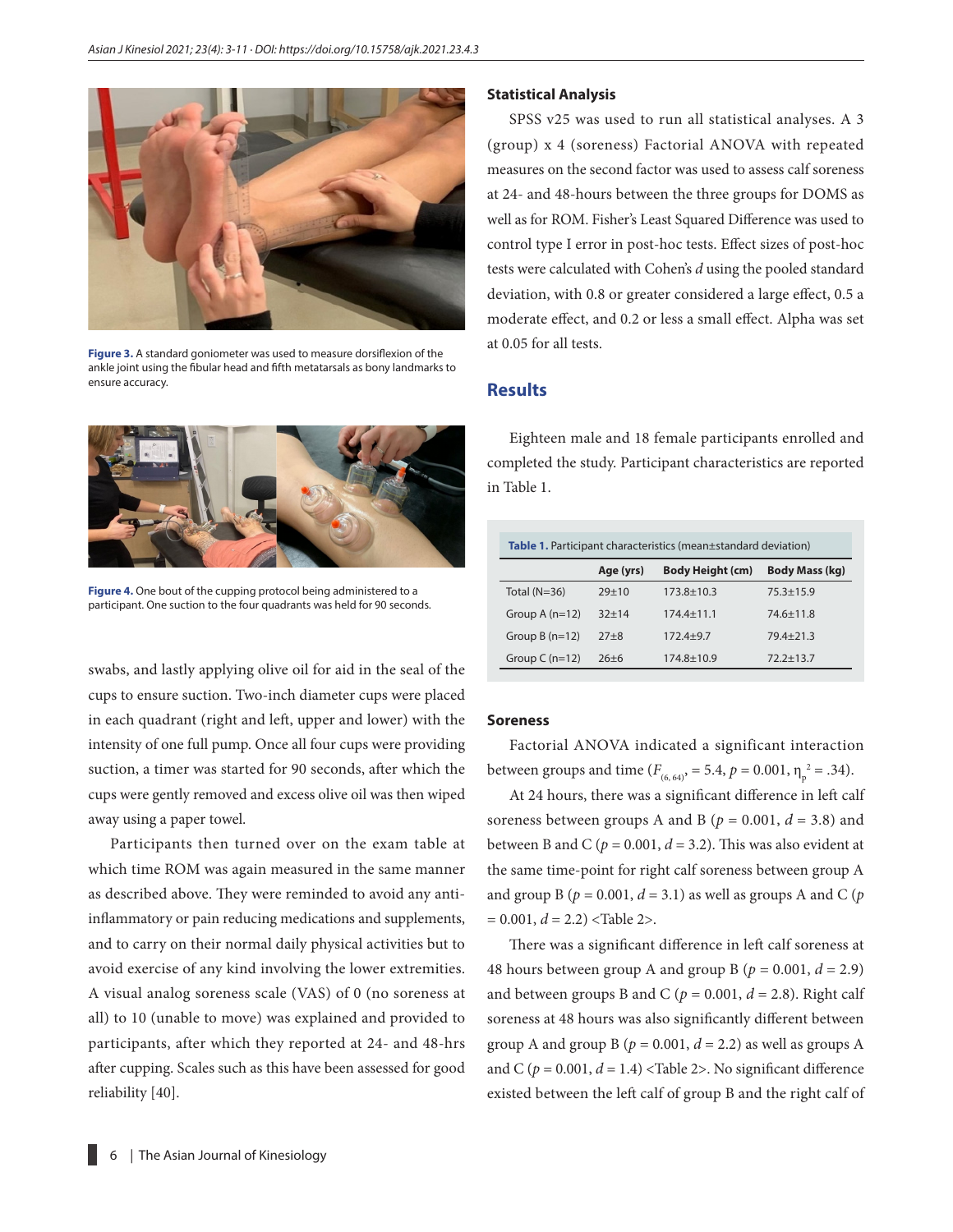Figure 3. A standard goniometer was used to measure dorsiflexion of the ankle joint using the fibular head and fifth metatarsals as bony landmarks to ensure accuracy.

Figure 4. One bout of the cupping protocol being administered to a participant. One suction to the four quadrants was held for 90 seconds.

swabs, and lastly applying olive oil for aid in the seal of the cups to ensure suction. Two-inch diameter cups were placed in each quadrant (right and left, upper and lower) with the intensity of one full pump. Once all four cups were providing suction, a timer was started for 90 seconds, after which the cups were gently removed and excess olive oil was then wiped away using a paper towel.

Participants then turned over on the exam table at which time ROM was again measured in the same manner as described above. They were reminded to avoid any anti-inflammatory or pain reducing medications and supplements, and to carry on their normal daily physical activities but to avoid exercise of any kind involving the lower extremities. A visual analog soreness scale (VAS) of 0 (no soreness at all) to 10 (unable to move) was explained and provided to participants, after which they reported at 24- and 48-hrs after cupping. Scales such as this have been assessed for good reliability [40].

### Statistical Analysis

SPSS v25 was used to run all statistical analyses. A 3 (group) x 4 (soreness) Factorial ANOVA with repeated measures on the second factor was used to assess calf soreness at 24- and 48-hours between the three groups for DOMS as well as for ROM. Fisher's Least Squared Difference was used to control type I error in post-hoc tests. Effect sizes of post-hoc tests were calculated with Cohen's *d* using the pooled standard deviation, with 0.8 or greater considered a large effect, 0.5 a moderate effect, and 0.2 or less a small effect. Alpha was set at 0.05 for all tests.

## Results

Eighteen male and 18 female participants enrolled and completed the study. Participant characteristics are reported in Table 1.

**Table 1.** Participant characteristics (mean±standard deviation)

| | Age (yrs) | Body Height (cm) | Body Mass (kg) |
|---|---|---|---|
| Total (N=36) | 29±10 | 173.8±10.3 | 75.3±15.9 |
| Group A (n=12) | 32±14 | 174.4±11.1 | 74.6±11.8 |
| Group B (n=12) | 27±8 | 172.4±9.7 | 79.4±21.3 |
| Group C (n=12) | 26±6 | 174.8±10.9 | 72.2±13.7 |

### Soreness

Factorial ANOVA indicated a significant interaction between groups and time ($F_{(6, 64)}$ = 5.4, $p$ = 0.001, $\eta_p^2$ = .34).

At 24 hours, there was a significant difference in left calf soreness between groups A and B ($p$ = 0.001, $d$ = 3.8) and between B and C ($p$ = 0.001, $d$ = 3.2). This was also evident at the same time-point for right calf soreness between group A and group B ($p$ = 0.001, $d$ = 3.1) as well as groups A and C ($p$ = 0.001, $d$ = 2.2) <Table 2>.

There was a significant difference in left calf soreness at 48 hours between group A and group B ($p$ = 0.001, $d$ = 2.9) and between groups B and C ($p$ = 0.001, $d$ = 2.8). Right calf soreness at 48 hours was also significantly different between group A and group B ($p$ = 0.001, $d$ = 2.2) as well as groups A and C ($p$ = 0.001, $d$ = 1.4) <Table 2>. No significant difference existed between the left calf of group B and the right calf of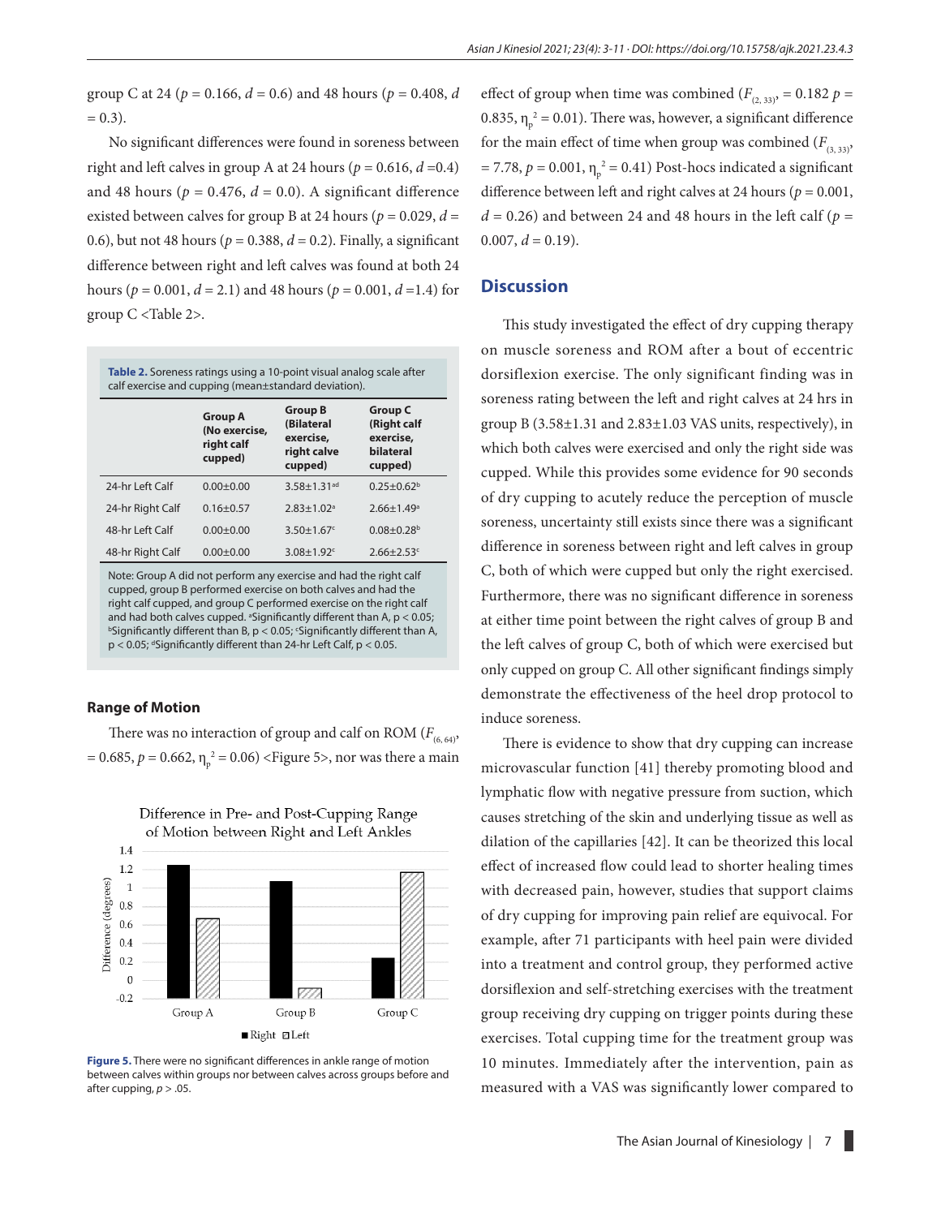group C at 24 ($p = 0.166$, $d = 0.6$) and 48 hours ($p = 0.408$, $d = 0.3$).

No significant differences were found in soreness between right and left calves in group A at 24 hours ($p = 0.616$, $d = 0.4$) and 48 hours ($p = 0.476$, $d = 0.0$). A significant difference existed between calves for group B at 24 hours ($p = 0.029$, $d = 0.6$), but not 48 hours ($p = 0.388$, $d = 0.2$). Finally, a significant difference between right and left calves was found at both 24 hours ($p = 0.001$, $d = 2.1$) and 48 hours ($p = 0.001$, $d = 1.4$) for group C <Table 2>.

**Table 2.** Soreness ratings using a 10-point visual analog scale after calf exercise and cupping (mean±standard deviation).

| | Group A (No exercise, right calf cupped) | Group B (Bilateral exercise, right calve cupped) | Group C (Right calf exercise, bilateral cupped) |
|---|---|---|---|
| 24-hr Left Calf | 0.00±0.00 | 3.58±1.31[ad] | 0.25±0.62[b] |
| 24-hr Right Calf | 0.16±0.57 | 2.83±1.02[a] | 2.66±1.49[a] |
| 48-hr Left Calf | 0.00±0.00 | 3.50±1.67[c] | 0.08±0.28[b] |
| 48-hr Right Calf | 0.00±0.00 | 3.08±1.92[c] | 2.66±2.53[c] |

Note: Group A did not perform any exercise and had the right calf cupped, group B performed exercise on both calves and had the right calf cupped, and group C performed exercise on the right calf and had both calves cupped. [a]Significantly different than A, p < 0.05; [b]Significantly different than B, p < 0.05; [c]Significantly different than A, p < 0.05; [d]Significantly different than 24-hr Left Calf, p < 0.05.

### Range of Motion

There was no interaction of group and calf on ROM ($F_{(6, 64)} = 0.685$, $p = 0.662$, $\eta_p^2 = 0.06$) <Figure 5>, nor was there a main effect of group when time was combined ($F_{(2, 33)} = 0.182$ $p = 0.835$, $\eta_p^2 = 0.01$). There was, however, a significant difference for the main effect of time when group was combined ($F_{(3, 33)} = 7.78$, $p = 0.001$, $\eta_p^2 = 0.41$) Post-hocs indicated a significant difference between left and right calves at 24 hours ($p = 0.001$, $d = 0.26$) and between 24 and 48 hours in the left calf ($p = 0.007$, $d = 0.19$).

**Figure 5.** There were no significant differences in ankle range of motion between calves within groups nor between calves across groups before and after cupping, $p > .05$.

## Discussion

This study investigated the effect of dry cupping therapy on muscle soreness and ROM after a bout of eccentric dorsiflexion exercise. The only significant finding was in soreness rating between the left and right calves at 24 hrs in group B (3.58±1.31 and 2.83±1.03 VAS units, respectively), in which both calves were exercised and only the right side was cupped. While this provides some evidence for 90 seconds of dry cupping to acutely reduce the perception of muscle soreness, uncertainty still exists since there was a significant difference in soreness between right and left calves in group C, both of which were cupped but only the right exercised. Furthermore, there was no significant difference in soreness at either time point between the right calves of group B and the left calves of group C, both of which were exercised but only cupped on group C. All other significant findings simply demonstrate the effectiveness of the heel drop protocol to induce soreness.

There is evidence to show that dry cupping can increase microvascular function [41] thereby promoting blood and lymphatic flow with negative pressure from suction, which causes stretching of the skin and underlying tissue as well as dilation of the capillaries [42]. It can be theorized this local effect of increased flow could lead to shorter healing times with decreased pain, however, studies that support claims of dry cupping for improving pain relief are equivocal. For example, after 71 participants with heel pain were divided into a treatment and control group, they performed active dorsiflexion and self-stretching exercises with the treatment group receiving dry cupping on trigger points during these exercises. Total cupping time for the treatment group was 10 minutes. Immediately after the intervention, pain as measured with a VAS was significantly lower compared to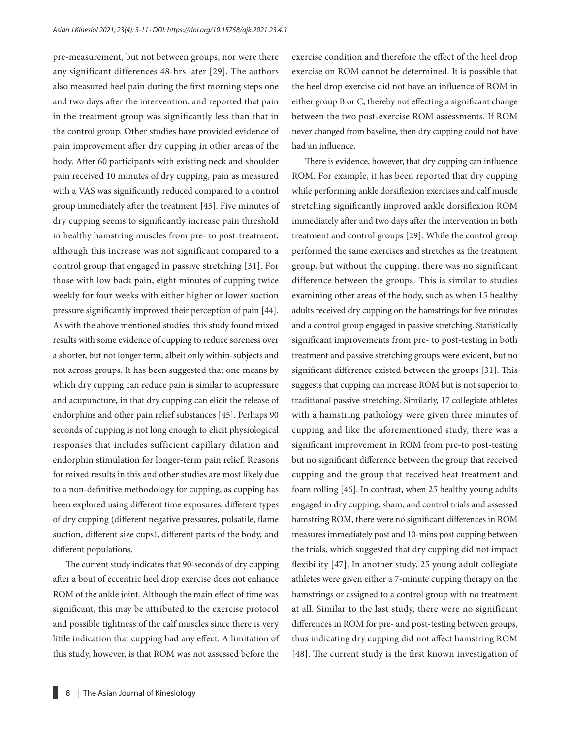pre-measurement, but not between groups, nor were there any significant differences 48-hrs later [29]. The authors also measured heel pain during the first morning steps one and two days after the intervention, and reported that pain in the treatment group was significantly less than that in the control group. Other studies have provided evidence of pain improvement after dry cupping in other areas of the body. After 60 participants with existing neck and shoulder pain received 10 minutes of dry cupping, pain as measured with a VAS was significantly reduced compared to a control group immediately after the treatment [43]. Five minutes of dry cupping seems to significantly increase pain threshold in healthy hamstring muscles from pre- to post-treatment, although this increase was not significant compared to a control group that engaged in passive stretching [31]. For those with low back pain, eight minutes of cupping twice weekly for four weeks with either higher or lower suction pressure significantly improved their perception of pain [44]. As with the above mentioned studies, this study found mixed results with some evidence of cupping to reduce soreness over a shorter, but not longer term, albeit only within-subjects and not across groups. It has been suggested that one means by which dry cupping can reduce pain is similar to acupressure and acupuncture, in that dry cupping can elicit the release of endorphins and other pain relief substances [45]. Perhaps 90 seconds of cupping is not long enough to elicit physiological responses that includes sufficient capillary dilation and endorphin stimulation for longer-term pain relief. Reasons for mixed results in this and other studies are most likely due to a non-definitive methodology for cupping, as cupping has been explored using different time exposures, different types of dry cupping (different negative pressures, pulsatile, flame suction, different size cups), different parts of the body, and different populations.

The current study indicates that 90-seconds of dry cupping after a bout of eccentric heel drop exercise does not enhance ROM of the ankle joint. Although the main effect of time was significant, this may be attributed to the exercise protocol and possible tightness of the calf muscles since there is very little indication that cupping had any effect. A limitation of this study, however, is that ROM was not assessed before the exercise condition and therefore the effect of the heel drop exercise on ROM cannot be determined. It is possible that the heel drop exercise did not have an influence of ROM in either group B or C, thereby not effecting a significant change between the two post-exercise ROM assessments. If ROM never changed from baseline, then dry cupping could not have had an influence.

There is evidence, however, that dry cupping can influence ROM. For example, it has been reported that dry cupping while performing ankle dorsiflexion exercises and calf muscle stretching significantly improved ankle dorsiflexion ROM immediately after and two days after the intervention in both treatment and control groups [29]. While the control group performed the same exercises and stretches as the treatment group, but without the cupping, there was no significant difference between the groups. This is similar to studies examining other areas of the body, such as when 15 healthy adults received dry cupping on the hamstrings for five minutes and a control group engaged in passive stretching. Statistically significant improvements from pre- to post-testing in both treatment and passive stretching groups were evident, but no significant difference existed between the groups [31]. This suggests that cupping can increase ROM but is not superior to traditional passive stretching. Similarly, 17 collegiate athletes with a hamstring pathology were given three minutes of cupping and like the aforementioned study, there was a significant improvement in ROM from pre-to post-testing but no significant difference between the group that received cupping and the group that received heat treatment and foam rolling [46]. In contrast, when 25 healthy young adults engaged in dry cupping, sham, and control trials and assessed hamstring ROM, there were no significant differences in ROM measures immediately post and 10-mins post cupping between the trials, which suggested that dry cupping did not impact flexibility [47]. In another study, 25 young adult collegiate athletes were given either a 7-minute cupping therapy on the hamstrings or assigned to a control group with no treatment at all. Similar to the last study, there were no significant differences in ROM for pre- and post-testing between groups, thus indicating dry cupping did not affect hamstring ROM [48]. The current study is the first known investigation of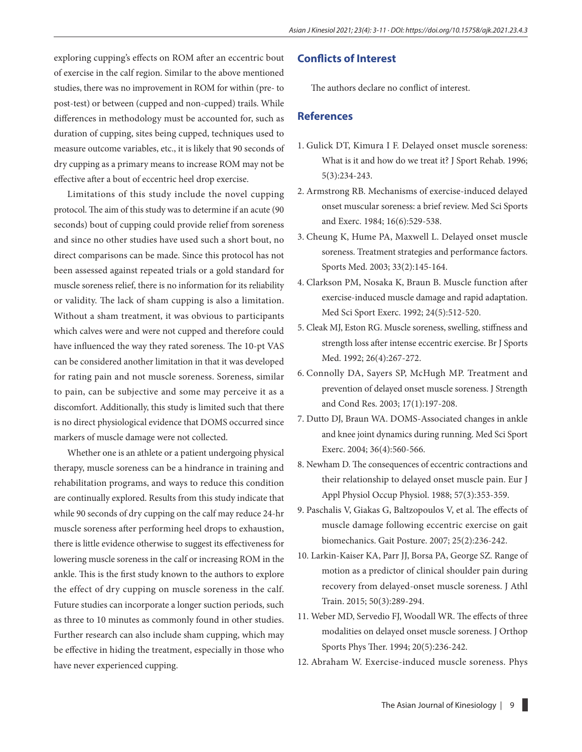exploring cupping's effects on ROM after an eccentric bout of exercise in the calf region. Similar to the above mentioned studies, there was no improvement in ROM for within (pre- to post-test) or between (cupped and non-cupped) trails. While differences in methodology must be accounted for, such as duration of cupping, sites being cupped, techniques used to measure outcome variables, etc., it is likely that 90 seconds of dry cupping as a primary means to increase ROM may not be effective after a bout of eccentric heel drop exercise.

Limitations of this study include the novel cupping protocol. The aim of this study was to determine if an acute (90 seconds) bout of cupping could provide relief from soreness and since no other studies have used such a short bout, no direct comparisons can be made. Since this protocol has not been assessed against repeated trials or a gold standard for muscle soreness relief, there is no information for its reliability or validity. The lack of sham cupping is also a limitation. Without a sham treatment, it was obvious to participants which calves were and were not cupped and therefore could have influenced the way they rated soreness. The 10-pt VAS can be considered another limitation in that it was developed for rating pain and not muscle soreness. Soreness, similar to pain, can be subjective and some may perceive it as a discomfort. Additionally, this study is limited such that there is no direct physiological evidence that DOMS occurred since markers of muscle damage were not collected.

Whether one is an athlete or a patient undergoing physical therapy, muscle soreness can be a hindrance in training and rehabilitation programs, and ways to reduce this condition are continually explored. Results from this study indicate that while 90 seconds of dry cupping on the calf may reduce 24-hr muscle soreness after performing heel drops to exhaustion, there is little evidence otherwise to suggest its effectiveness for lowering muscle soreness in the calf or increasing ROM in the ankle. This is the first study known to the authors to explore the effect of dry cupping on muscle soreness in the calf. Future studies can incorporate a longer suction periods, such as three to 10 minutes as commonly found in other studies. Further research can also include sham cupping, which may be effective in hiding the treatment, especially in those who have never experienced cupping.

## Conflicts of Interest

The authors declare no conflict of interest.

## References

1. Gulick DT, Kimura I F. Delayed onset muscle soreness: What is it and how do we treat it? J Sport Rehab. 1996; 5(3):234-243.
2. Armstrong RB. Mechanisms of exercise-induced delayed onset muscular soreness: a brief review. Med Sci Sports and Exerc. 1984; 16(6):529-538.
3. Cheung K, Hume PA, Maxwell L. Delayed onset muscle soreness. Treatment strategies and performance factors. Sports Med. 2003; 33(2):145-164.
4. Clarkson PM, Nosaka K, Braun B. Muscle function after exercise-induced muscle damage and rapid adaptation. Med Sci Sport Exerc. 1992; 24(5):512-520.
5. Cleak MJ, Eston RG. Muscle soreness, swelling, stiffness and strength loss after intense eccentric exercise. Br J Sports Med. 1992; 26(4):267-272.
6. Connolly DA, Sayers SP, McHugh MP. Treatment and prevention of delayed onset muscle soreness. J Strength and Cond Res. 2003; 17(1):197-208.
7. Dutto DJ, Braun WA. DOMS-Associated changes in ankle and knee joint dynamics during running. Med Sci Sport Exerc. 2004; 36(4):560-566.
8. Newham D. The consequences of eccentric contractions and their relationship to delayed onset muscle pain. Eur J Appl Physiol Occup Physiol. 1988; 57(3):353-359.
9. Paschalis V, Giakas G, Baltzopoulos V, et al. The effects of muscle damage following eccentric exercise on gait biomechanics. Gait Posture. 2007; 25(2):236-242.
10. Larkin-Kaiser KA, Parr JJ, Borsa PA, George SZ. Range of motion as a predictor of clinical shoulder pain during recovery from delayed-onset muscle soreness. J Athl Train. 2015; 50(3):289-294.
11. Weber MD, Servedio FJ, Woodall WR. The effects of three modalities on delayed onset muscle soreness. J Orthop Sports Phys Ther. 1994; 20(5):236-242.
12. Abraham W. Exercise-induced muscle soreness. Phys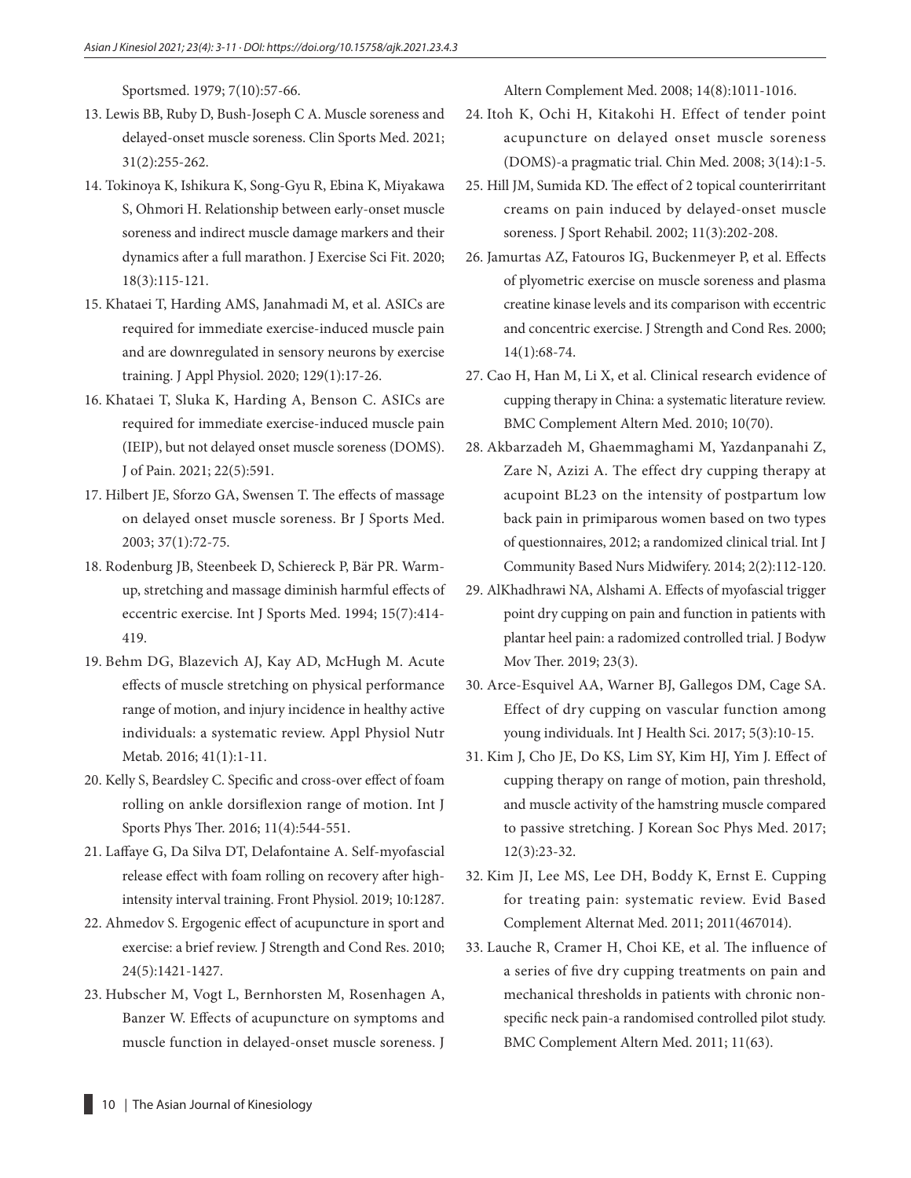Sportsmed. 1979; 7(10):57-66.

13. Lewis BB, Ruby D, Bush-Joseph C A. Muscle soreness and delayed-onset muscle soreness. Clin Sports Med. 2021; 31(2):255-262.
14. Tokinoya K, Ishikura K, Song-Gyu R, Ebina K, Miyakawa S, Ohmori H. Relationship between early-onset muscle soreness and indirect muscle damage markers and their dynamics after a full marathon. J Exercise Sci Fit. 2020; 18(3):115-121.
15. Khataei T, Harding AMS, Janahmadi M, et al. ASICs are required for immediate exercise-induced muscle pain and are downregulated in sensory neurons by exercise training. J Appl Physiol. 2020; 129(1):17-26.
16. Khataei T, Sluka K, Harding A, Benson C. ASICs are required for immediate exercise-induced muscle pain (IEIP), but not delayed onset muscle soreness (DOMS). J of Pain. 2021; 22(5):591.
17. Hilbert JE, Sforzo GA, Swensen T. The effects of massage on delayed onset muscle soreness. Br J Sports Med. 2003; 37(1):72-75.
18. Rodenburg JB, Steenbeek D, Schiereck P, Bär PR. Warm-up, stretching and massage diminish harmful effects of eccentric exercise. Int J Sports Med. 1994; 15(7):414-419.
19. Behm DG, Blazevich AJ, Kay AD, McHugh M. Acute effects of muscle stretching on physical performance range of motion, and injury incidence in healthy active individuals: a systematic review. Appl Physiol Nutr Metab. 2016; 41(1):1-11.
20. Kelly S, Beardsley C. Specific and cross-over effect of foam rolling on ankle dorsiflexion range of motion. Int J Sports Phys Ther. 2016; 11(4):544-551.
21. Laffaye G, Da Silva DT, Delafontaine A. Self-myofascial release effect with foam rolling on recovery after high-intensity interval training. Front Physiol. 2019; 10:1287.
22. Ahmedov S. Ergogenic effect of acupuncture in sport and exercise: a brief review. J Strength and Cond Res. 2010; 24(5):1421-1427.
23. Hubscher M, Vogt L, Bernhorsten M, Rosenhagen A, Banzer W. Effects of acupuncture on symptoms and muscle function in delayed-onset muscle soreness. J Altern Complement Med. 2008; 14(8):1011-1016.
24. Itoh K, Ochi H, Kitakohi H. Effect of tender point acupuncture on delayed onset muscle soreness (DOMS)-a pragmatic trial. Chin Med. 2008; 3(14):1-5.
25. Hill JM, Sumida KD. The effect of 2 topical counterirritant creams on pain induced by delayed-onset muscle soreness. J Sport Rehabil. 2002; 11(3):202-208.
26. Jamurtas AZ, Fatouros IG, Buckenmeyer P, et al. Effects of plyometric exercise on muscle soreness and plasma creatine kinase levels and its comparison with eccentric and concentric exercise. J Strength and Cond Res. 2000; 14(1):68-74.
27. Cao H, Han M, Li X, et al. Clinical research evidence of cupping therapy in China: a systematic literature review. BMC Complement Altern Med. 2010; 10(70).
28. Akbarzadeh M, Ghaemmaghami M, Yazdanpanahi Z, Zare N, Azizi A. The effect dry cupping therapy at acupoint BL23 on the intensity of postpartum low back pain in primiparous women based on two types of questionnaires, 2012; a randomized clinical trial. Int J Community Based Nurs Midwifery. 2014; 2(2):112-120.
29. AlKhadhrawi NA, Alshami A. Effects of myofascial trigger point dry cupping on pain and function in patients with plantar heel pain: a radomized controlled trial. J Bodyw Mov Ther. 2019; 23(3).
30. Arce-Esquivel AA, Warner BJ, Gallegos DM, Cage SA. Effect of dry cupping on vascular function among young individuals. Int J Health Sci. 2017; 5(3):10-15.
31. Kim J, Cho JE, Do KS, Lim SY, Kim HJ, Yim J. Effect of cupping therapy on range of motion, pain threshold, and muscle activity of the hamstring muscle compared to passive stretching. J Korean Soc Phys Med. 2017; 12(3):23-32.
32. Kim JI, Lee MS, Lee DH, Boddy K, Ernst E. Cupping for treating pain: systematic review. Evid Based Complement Alternat Med. 2011; 2011(467014).
33. Lauche R, Cramer H, Choi KE, et al. The influence of a series of five dry cupping treatments on pain and mechanical thresholds in patients with chronic non-specific neck pain-a randomised controlled pilot study. BMC Complement Altern Med. 2011; 11(63).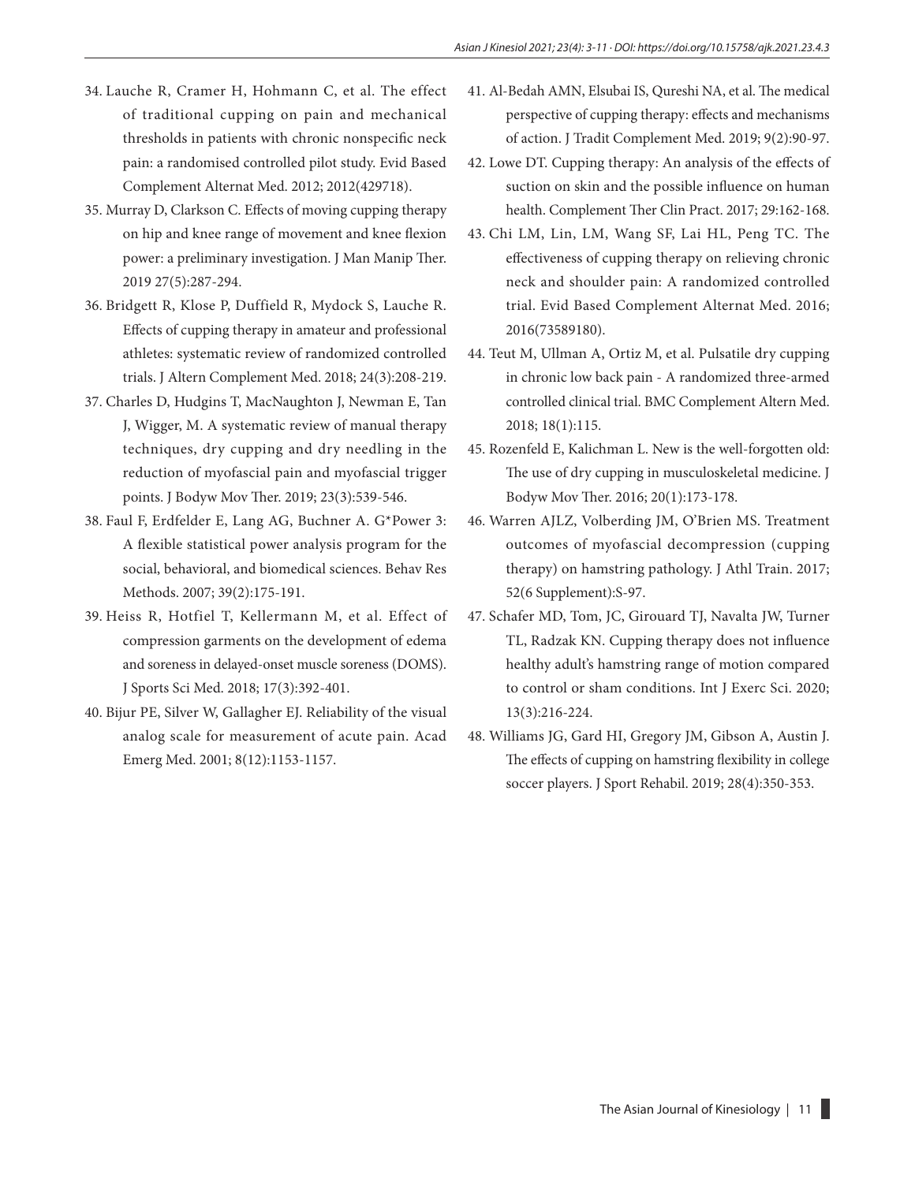34. Lauche R, Cramer H, Hohmann C, et al. The effect of traditional cupping on pain and mechanical thresholds in patients with chronic nonspecific neck pain: a randomised controlled pilot study. Evid Based Complement Alternat Med. 2012; 2012(429718).
35. Murray D, Clarkson C. Effects of moving cupping therapy on hip and knee range of movement and knee flexion power: a preliminary investigation. J Man Manip Ther. 2019 27(5):287-294.
36. Bridgett R, Klose P, Duffield R, Mydock S, Lauche R. Effects of cupping therapy in amateur and professional athletes: systematic review of randomized controlled trials. J Altern Complement Med. 2018; 24(3):208-219.
37. Charles D, Hudgins T, MacNaughton J, Newman E, Tan J, Wigger, M. A systematic review of manual therapy techniques, dry cupping and dry needling in the reduction of myofascial pain and myofascial trigger points. J Bodyw Mov Ther. 2019; 23(3):539-546.
38. Faul F, Erdfelder E, Lang AG, Buchner A. G*Power 3: A flexible statistical power analysis program for the social, behavioral, and biomedical sciences. Behav Res Methods. 2007; 39(2):175-191.
39. Heiss R, Hotfiel T, Kellermann M, et al. Effect of compression garments on the development of edema and soreness in delayed-onset muscle soreness (DOMS). J Sports Sci Med. 2018; 17(3):392-401.
40. Bijur PE, Silver W, Gallagher EJ. Reliability of the visual analog scale for measurement of acute pain. Acad Emerg Med. 2001; 8(12):1153-1157.
41. Al-Bedah AMN, Elsubai IS, Qureshi NA, et al. The medical perspective of cupping therapy: effects and mechanisms of action. J Tradit Complement Med. 2019; 9(2):90-97.
42. Lowe DT. Cupping therapy: An analysis of the effects of suction on skin and the possible influence on human health. Complement Ther Clin Pract. 2017; 29:162-168.
43. Chi LM, Lin, LM, Wang SF, Lai HL, Peng TC. The effectiveness of cupping therapy on relieving chronic neck and shoulder pain: A randomized controlled trial. Evid Based Complement Alternat Med. 2016; 2016(73589180).
44. Teut M, Ullman A, Ortiz M, et al. Pulsatile dry cupping in chronic low back pain - A randomized three-armed controlled clinical trial. BMC Complement Altern Med. 2018; 18(1):115.
45. Rozenfeld E, Kalichman L. New is the well-forgotten old: The use of dry cupping in musculoskeletal medicine. J Bodyw Mov Ther. 2016; 20(1):173-178.
46. Warren AJLZ, Volberding JM, O'Brien MS. Treatment outcomes of myofascial decompression (cupping therapy) on hamstring pathology. J Athl Train. 2017; 52(6 Supplement):S-97.
47. Schafer MD, Tom, JC, Girouard TJ, Navalta JW, Turner TL, Radzak KN. Cupping therapy does not influence healthy adult's hamstring range of motion compared to control or sham conditions. Int J Exerc Sci. 2020; 13(3):216-224.
48. Williams JG, Gard HI, Gregory JM, Gibson A, Austin J. The effects of cupping on hamstring flexibility in college soccer players. J Sport Rehabil. 2019; 28(4):350-353.